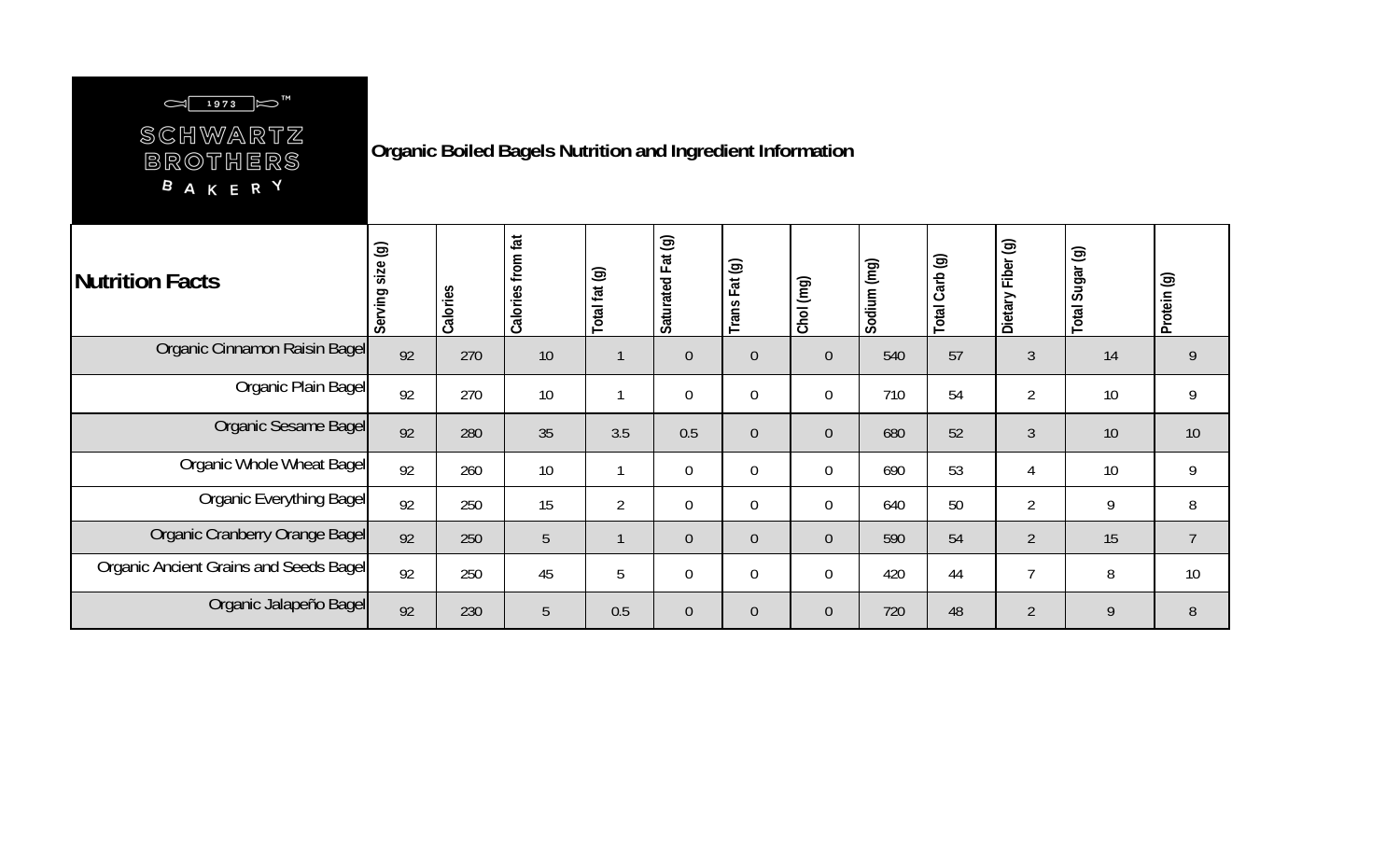SCHWARTZ BROTHERS BAKERY

1973™

## Organic Boiled Bagels Nutrition and Ingredient Information

| Nutrition Facts | Serving size (g) | Calories | Calories from fat | Total fat (g) | Saturated Fat (g) | Trans Fat (g) | Chol (mg) | Sodium (mg) | Total Carb (g) | Dietary Fiber (g) | Total Sugar (g) | Protein (g) |
|---|---|---|---|---|---|---|---|---|---|---|---|---|
| Organic Cinnamon Raisin Bagel | 92 | 270 | 10 | 1 | 0 | 0 | 0 | 540 | 57 | 3 | 14 | 9 |
| Organic Plain Bagel | 92 | 270 | 10 | 1 | 0 | 0 | 0 | 710 | 54 | 2 | 10 | 9 |
| Organic Sesame Bagel | 92 | 280 | 35 | 3.5 | 0.5 | 0 | 0 | 680 | 52 | 3 | 10 | 10 |
| Organic Whole Wheat Bagel | 92 | 260 | 10 | 1 | 0 | 0 | 0 | 690 | 53 | 4 | 10 | 9 |
| Organic Everything Bagel | 92 | 250 | 15 | 2 | 0 | 0 | 0 | 640 | 50 | 2 | 9 | 8 |
| Organic Cranberry Orange Bagel | 92 | 250 | 5 | 1 | 0 | 0 | 0 | 590 | 54 | 2 | 15 | 7 |
| Organic Ancient Grains and Seeds Bagel | 92 | 250 | 45 | 5 | 0 | 0 | 0 | 420 | 44 | 7 | 8 | 10 |
| Organic Jalapeño Bagel | 92 | 230 | 5 | 0.5 | 0 | 0 | 0 | 720 | 48 | 2 | 9 | 8 |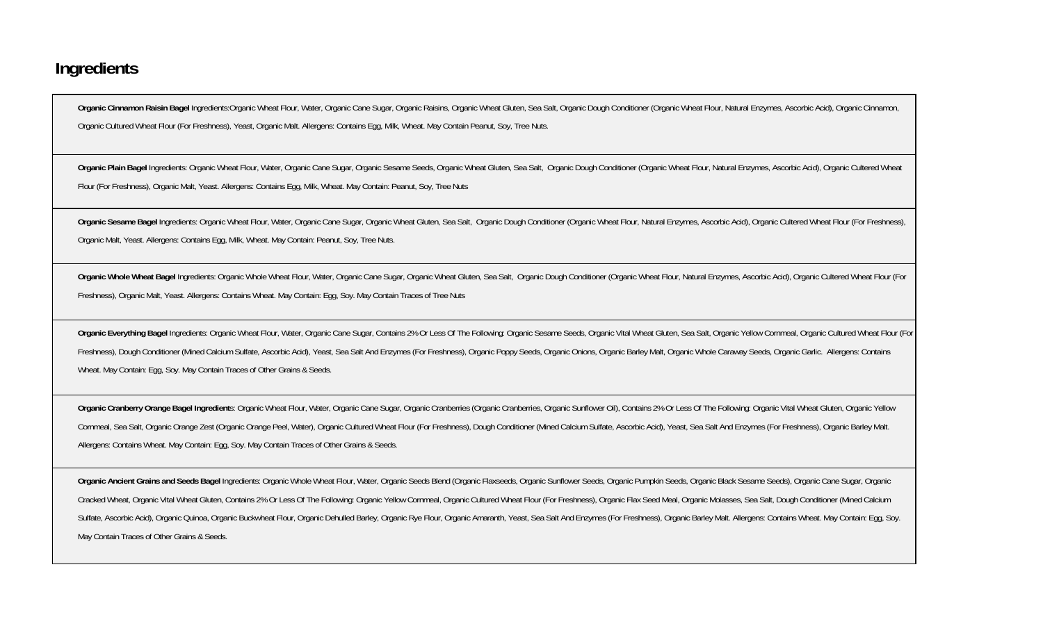## Ingredients

**Organic Cinnamon Raisin Bagel** Ingredients:Organic Wheat Flour, Water, Organic Cane Sugar, Organic Raisins, Organic Wheat Gluten, Sea Salt, Organic Dough Conditioner (Organic Wheat Flour, Natural Enzymes, Ascorbic Acid), Organic Cinnamon, Organic Cultured Wheat Flour (For Freshness), Yeast, Organic Malt. Allergens: Contains Egg, Milk, Wheat. May Contain Peanut, Soy, Tree Nuts.

**Organic Plain Bagel** Ingredients: Organic Wheat Flour, Water, Organic Cane Sugar, Organic Sesame Seeds, Organic Wheat Gluten, Sea Salt, Organic Dough Conditioner (Organic Wheat Flour, Natural Enzymes, Ascorbic Acid), Organic Cultered Wheat Flour (For Freshness), Organic Malt, Yeast. Allergens: Contains Egg, Milk, Wheat. May Contain: Peanut, Soy, Tree Nuts

**Organic Sesame Bagel** Ingredients: Organic Wheat Flour, Water, Organic Cane Sugar, Organic Wheat Gluten, Sea Salt, Organic Dough Conditioner (Organic Wheat Flour, Natural Enzymes, Ascorbic Acid), Organic Cultered Wheat Flour (For Freshness), Organic Malt, Yeast. Allergens: Contains Egg, Milk, Wheat. May Contain: Peanut, Soy, Tree Nuts.

**Organic Whole Wheat Bagel** Ingredients: Organic Whole Wheat Flour, Water, Organic Cane Sugar, Organic Wheat Gluten, Sea Salt, Organic Dough Conditioner (Organic Wheat Flour, Natural Enzymes, Ascorbic Acid), Organic Cultered Wheat Flour (For Freshness), Organic Malt, Yeast. Allergens: Contains Wheat. May Contain: Egg, Soy. May Contain Traces of Tree Nuts

**Organic Everything Bagel** Ingredients: Organic Wheat Flour, Water, Organic Cane Sugar, Contains 2% Or Less Of The Following: Organic Sesame Seeds, Organic Vital Wheat Gluten, Sea Salt, Organic Yellow Cornmeal, Organic Cultured Wheat Flour (For Freshness), Dough Conditioner (Mined Calcium Sulfate, Ascorbic Acid), Yeast, Sea Salt And Enzymes (For Freshness), Organic Poppy Seeds, Organic Onions, Organic Barley Malt, Organic Whole Caraway Seeds, Organic Garlic. Allergens: Contains Wheat. May Contain: Egg, Soy. May Contain Traces of Other Grains & Seeds.

**Organic Cranberry Orange Bagel Ingredient**s: Organic Wheat Flour, Water, Organic Cane Sugar, Organic Cranberries (Organic Cranberries, Organic Sunflower Oil), Contains 2% Or Less Of The Following: Organic Vital Wheat Gluten, Organic Yellow Cornmeal, Sea Salt, Organic Orange Zest (Organic Orange Peel, Water), Organic Cultured Wheat Flour (For Freshness), Dough Conditioner (Mined Calcium Sulfate, Ascorbic Acid), Yeast, Sea Salt And Enzymes (For Freshness), Organic Barley Malt. Allergens: Contains Wheat. May Contain: Egg, Soy. May Contain Traces of Other Grains & Seeds.

**Organic Ancient Grains and Seeds Bagel** Ingredients: Organic Whole Wheat Flour, Water, Organic Seeds Blend (Organic Flaxseeds, Organic Sunflower Seeds, Organic Pumpkin Seeds, Organic Black Sesame Seeds), Organic Cane Sugar, Organic Cracked Wheat, Organic Vital Wheat Gluten, Contains 2% Or Less Of The Following: Organic Yellow Cornmeal, Organic Cultured Wheat Flour (For Freshness), Organic Flax Seed Meal, Organic Molasses, Sea Salt, Dough Conditioner (Mined Calcium Sulfate, Ascorbic Acid), Organic Quinoa, Organic Buckwheat Flour, Organic Dehulled Barley, Organic Rye Flour, Organic Amaranth, Yeast, Sea Salt And Enzymes (For Freshness), Organic Barley Malt. Allergens: Contains Wheat. May Contain: Egg, Soy. May Contain Traces of Other Grains & Seeds.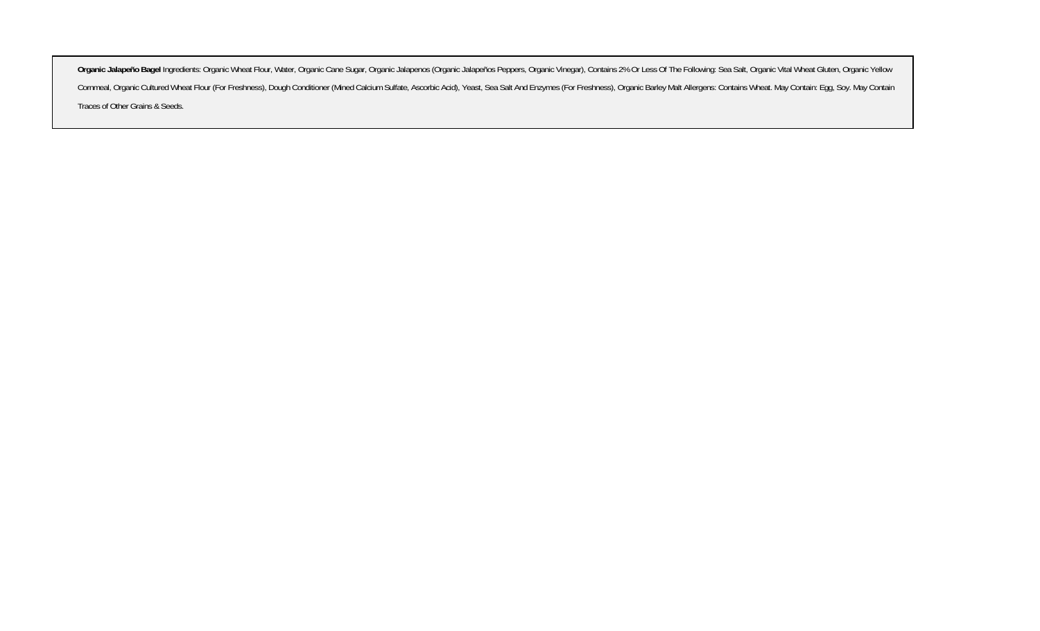**Organic Jalapeño Bagel** Ingredients: Organic Wheat Flour, Water, Organic Cane Sugar, Organic Jalapenos (Organic Jalapeños Peppers, Organic Vinegar), Contains 2% Or Less Of The Following: Sea Salt, Organic Vital Wheat Gluten, Organic Yellow Cornmeal, Organic Cultured Wheat Flour (For Freshness), Dough Conditioner (Mined Calcium Sulfate, Ascorbic Acid), Yeast, Sea Salt And Enzymes (For Freshness), Organic Barley Malt Allergens: Contains Wheat. May Contain: Egg, Soy. May Contain Traces of Other Grains & Seeds.